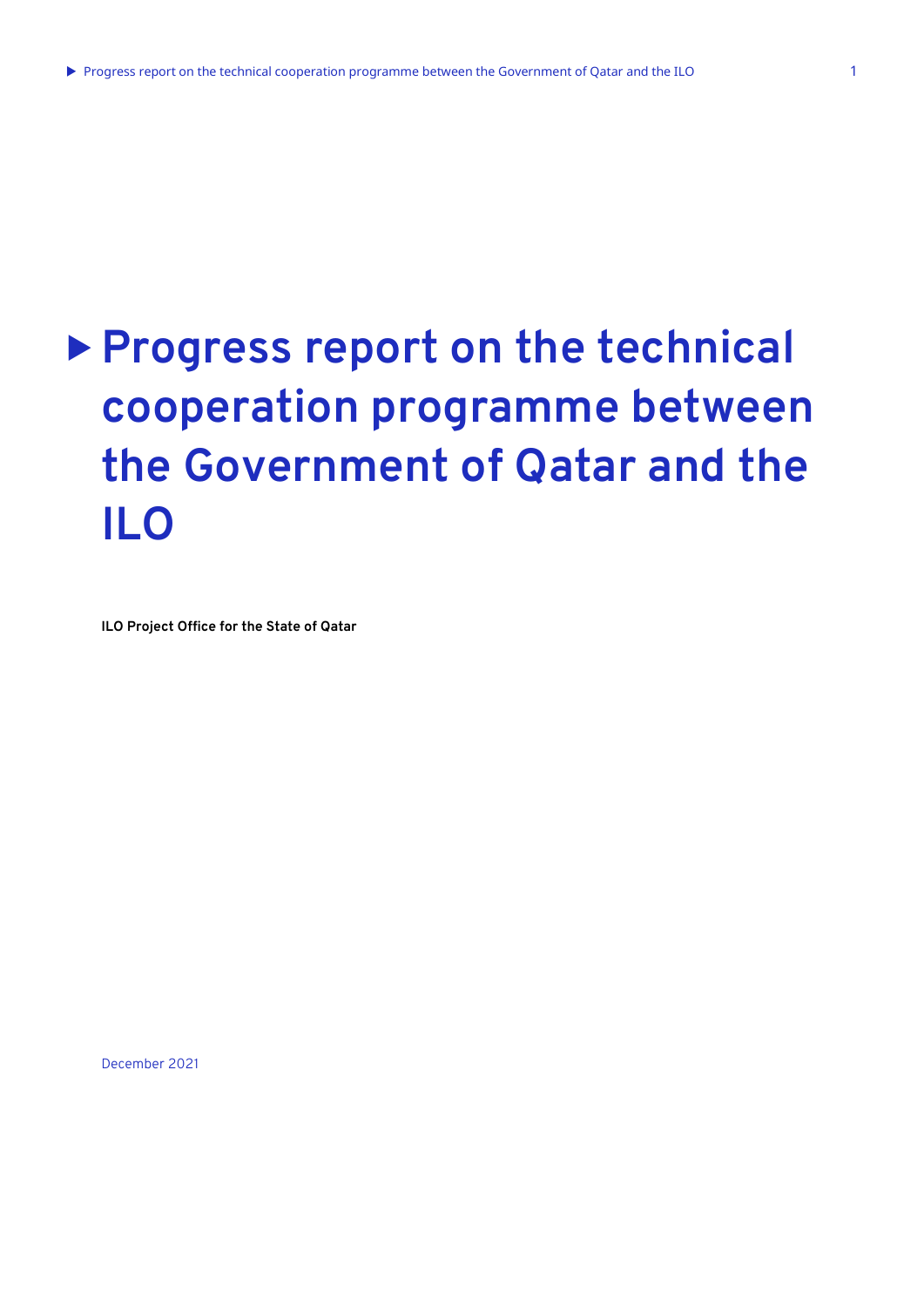# Progress report on the technical cooperation programme between the Government of Qatar and the ILO

**ILO Project Office for the State of Qatar**

December 2021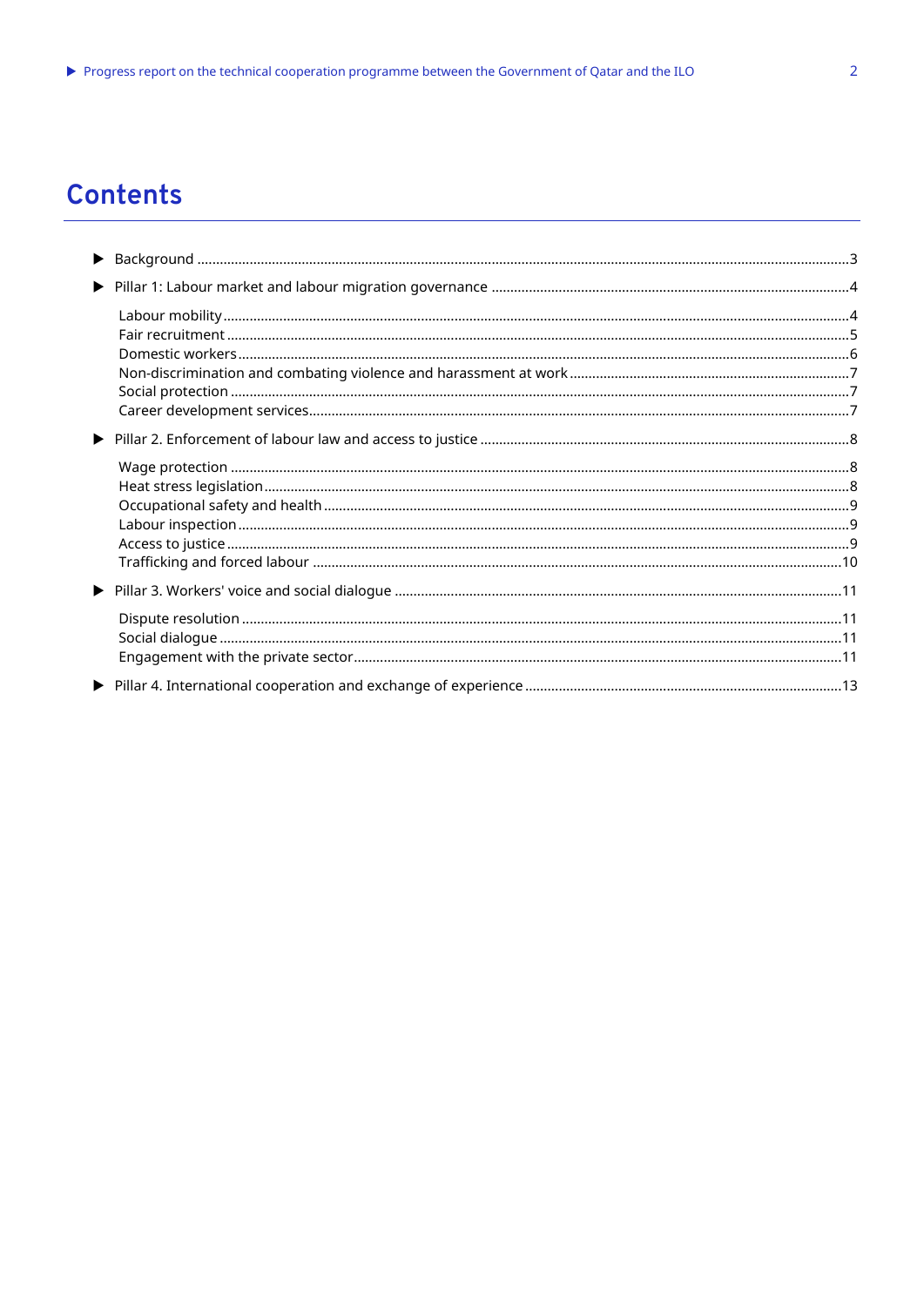# Contents

- Background ... 3
- Pillar 1: Labour market and labour migration governance ... 4
  - Labour mobility ... 4
  - Fair recruitment ... 5
  - Domestic workers ... 6
  - Non-discrimination and combating violence and harassment at work ... 7
  - Social protection ... 7
  - Career development services ... 7
- Pillar 2. Enforcement of labour law and access to justice ... 8
  - Wage protection ... 8
  - Heat stress legislation ... 8
  - Occupational safety and health ... 9
  - Labour inspection ... 9
  - Access to justice ... 9
  - Trafficking and forced labour ... 10
- Pillar 3. Workers' voice and social dialogue ... 11
  - Dispute resolution ... 11
  - Social dialogue ... 11
  - Engagement with the private sector ... 11
- Pillar 4. International cooperation and exchange of experience ... 13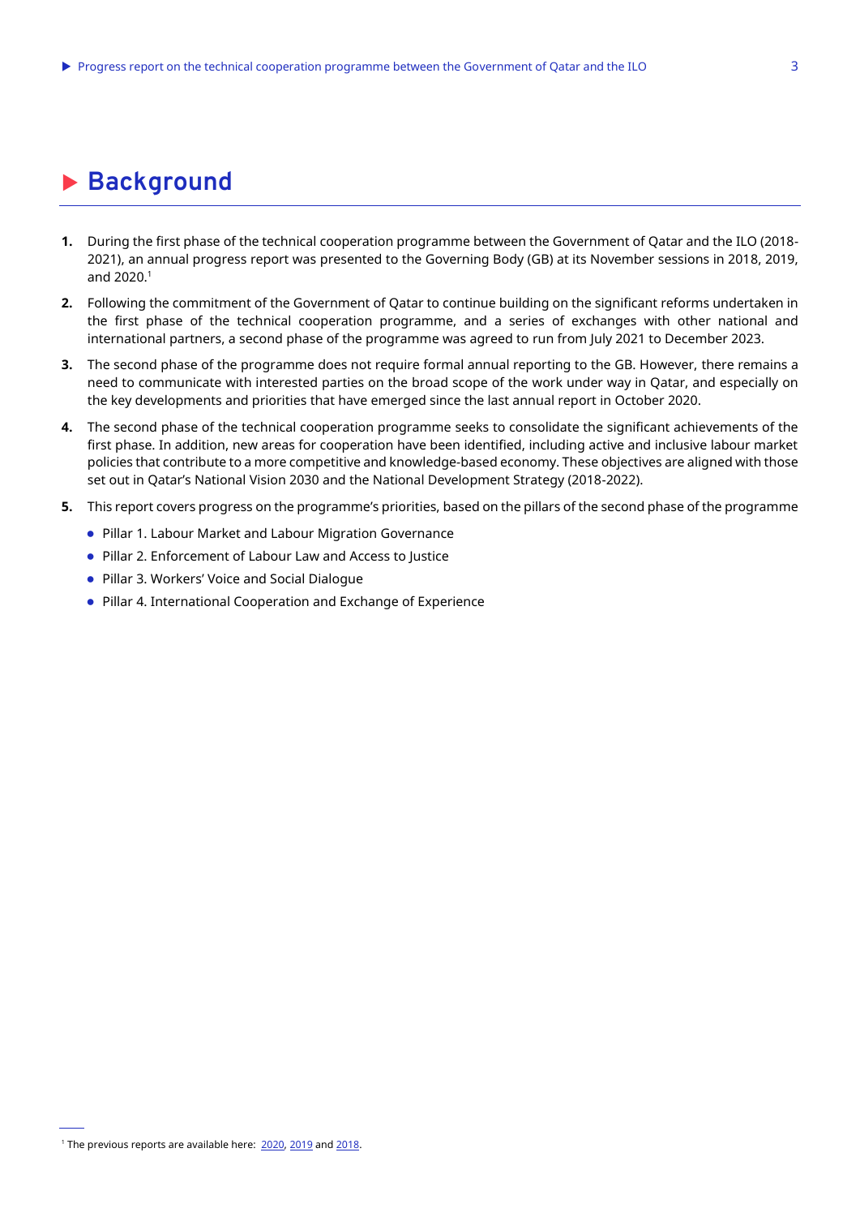# Background

**1.** During the first phase of the technical cooperation programme between the Government of Qatar and the ILO (2018-2021), an annual progress report was presented to the Governing Body (GB) at its November sessions in 2018, 2019, and 2020.[1]

**2.** Following the commitment of the Government of Qatar to continue building on the significant reforms undertaken in the first phase of the technical cooperation programme, and a series of exchanges with other national and international partners, a second phase of the programme was agreed to run from July 2021 to December 2023.

**3.** The second phase of the programme does not require formal annual reporting to the GB. However, there remains a need to communicate with interested parties on the broad scope of the work under way in Qatar, and especially on the key developments and priorities that have emerged since the last annual report in October 2020.

**4.** The second phase of the technical cooperation programme seeks to consolidate the significant achievements of the first phase. In addition, new areas for cooperation have been identified, including active and inclusive labour market policies that contribute to a more competitive and knowledge-based economy. These objectives are aligned with those set out in Qatar's National Vision 2030 and the National Development Strategy (2018-2022).

**5.** This report covers progress on the programme's priorities, based on the pillars of the second phase of the programme

- Pillar 1. Labour Market and Labour Migration Governance
- Pillar 2. Enforcement of Labour Law and Access to Justice
- Pillar 3. Workers' Voice and Social Dialogue
- Pillar 4. International Cooperation and Exchange of Experience

---

[1] The previous reports are available here: 2020, 2019 and 2018.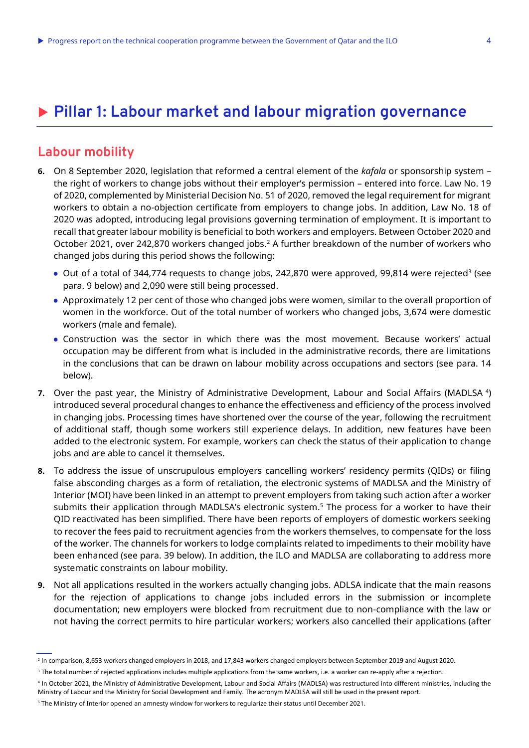# Pillar 1: Labour market and labour migration governance

## Labour mobility

**6.** On 8 September 2020, legislation that reformed a central element of the *kafala* or sponsorship system – the right of workers to change jobs without their employer's permission – entered into force. Law No. 19 of 2020, complemented by Ministerial Decision No. 51 of 2020, removed the legal requirement for migrant workers to obtain a no-objection certificate from employers to change jobs. In addition, Law No. 18 of 2020 was adopted, introducing legal provisions governing termination of employment. It is important to recall that greater labour mobility is beneficial to both workers and employers. Between October 2020 and October 2021, over 242,870 workers changed jobs.[2] A further breakdown of the number of workers who changed jobs during this period shows the following:

- Out of a total of 344,774 requests to change jobs, 242,870 were approved, 99,814 were rejected[3] (see para. 9 below) and 2,090 were still being processed.
- Approximately 12 per cent of those who changed jobs were women, similar to the overall proportion of women in the workforce. Out of the total number of workers who changed jobs, 3,674 were domestic workers (male and female).
- Construction was the sector in which there was the most movement. Because workers' actual occupation may be different from what is included in the administrative records, there are limitations in the conclusions that can be drawn on labour mobility across occupations and sectors (see para. 14 below).

**7.** Over the past year, the Ministry of Administrative Development, Labour and Social Affairs (MADLSA [4]) introduced several procedural changes to enhance the effectiveness and efficiency of the process involved in changing jobs. Processing times have shortened over the course of the year, following the recruitment of additional staff, though some workers still experience delays. In addition, new features have been added to the electronic system. For example, workers can check the status of their application to change jobs and are able to cancel it themselves.

**8.** To address the issue of unscrupulous employers cancelling workers' residency permits (QIDs) or filing false absconding charges as a form of retaliation, the electronic systems of MADLSA and the Ministry of Interior (MOI) have been linked in an attempt to prevent employers from taking such action after a worker submits their application through MADLSA's electronic system.[5] The process for a worker to have their QID reactivated has been simplified. There have been reports of employers of domestic workers seeking to recover the fees paid to recruitment agencies from the workers themselves, to compensate for the loss of the worker. The channels for workers to lodge complaints related to impediments to their mobility have been enhanced (see para. 39 below). In addition, the ILO and MADLSA are collaborating to address more systematic constraints on labour mobility.

**9.** Not all applications resulted in the workers actually changing jobs. ADLSA indicate that the main reasons for the rejection of applications to change jobs included errors in the submission or incomplete documentation; new employers were blocked from recruitment due to non-compliance with the law or not having the correct permits to hire particular workers; workers also cancelled their applications (after

---

[2] In comparison, 8,653 workers changed employers in 2018, and 17,843 workers changed employers between September 2019 and August 2020.

[3] The total number of rejected applications includes multiple applications from the same workers, i.e. a worker can re-apply after a rejection.

[4] In October 2021, the Ministry of Administrative Development, Labour and Social Affairs (MADLSA) was restructured into different ministries, including the Ministry of Labour and the Ministry for Social Development and Family. The acronym MADLSA will still be used in the present report.

[5] The Ministry of Interior opened an amnesty window for workers to regularize their status until December 2021.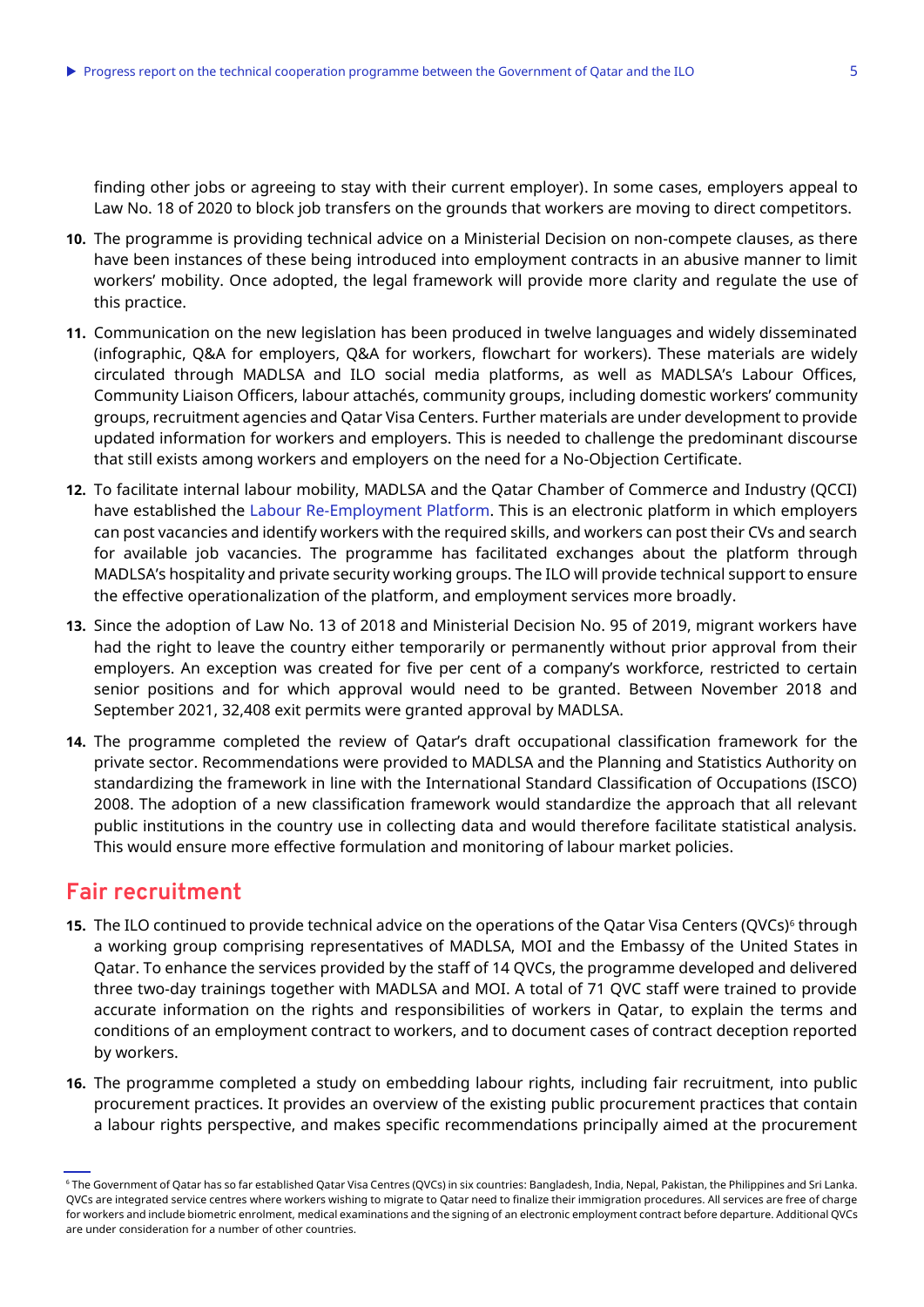finding other jobs or agreeing to stay with their current employer). In some cases, employers appeal to Law No. 18 of 2020 to block job transfers on the grounds that workers are moving to direct competitors.

**10.** The programme is providing technical advice on a Ministerial Decision on non-compete clauses, as there have been instances of these being introduced into employment contracts in an abusive manner to limit workers' mobility. Once adopted, the legal framework will provide more clarity and regulate the use of this practice.

**11.** Communication on the new legislation has been produced in twelve languages and widely disseminated (infographic, Q&A for employers, Q&A for workers, flowchart for workers). These materials are widely circulated through MADLSA and ILO social media platforms, as well as MADLSA's Labour Offices, Community Liaison Officers, labour attachés, community groups, including domestic workers' community groups, recruitment agencies and Qatar Visa Centers. Further materials are under development to provide updated information for workers and employers. This is needed to challenge the predominant discourse that still exists among workers and employers on the need for a No-Objection Certificate.

**12.** To facilitate internal labour mobility, MADLSA and the Qatar Chamber of Commerce and Industry (QCCI) have established the Labour Re-Employment Platform. This is an electronic platform in which employers can post vacancies and identify workers with the required skills, and workers can post their CVs and search for available job vacancies. The programme has facilitated exchanges about the platform through MADLSA's hospitality and private security working groups. The ILO will provide technical support to ensure the effective operationalization of the platform, and employment services more broadly.

**13.** Since the adoption of Law No. 13 of 2018 and Ministerial Decision No. 95 of 2019, migrant workers have had the right to leave the country either temporarily or permanently without prior approval from their employers. An exception was created for five per cent of a company's workforce, restricted to certain senior positions and for which approval would need to be granted. Between November 2018 and September 2021, 32,408 exit permits were granted approval by MADLSA.

**14.** The programme completed the review of Qatar's draft occupational classification framework for the private sector. Recommendations were provided to MADLSA and the Planning and Statistics Authority on standardizing the framework in line with the International Standard Classification of Occupations (ISCO) 2008. The adoption of a new classification framework would standardize the approach that all relevant public institutions in the country use in collecting data and would therefore facilitate statistical analysis. This would ensure more effective formulation and monitoring of labour market policies.

## Fair recruitment

**15.** The ILO continued to provide technical advice on the operations of the Qatar Visa Centers (QVCs)[6] through a working group comprising representatives of MADLSA, MOI and the Embassy of the United States in Qatar. To enhance the services provided by the staff of 14 QVCs, the programme developed and delivered three two-day trainings together with MADLSA and MOI. A total of 71 QVC staff were trained to provide accurate information on the rights and responsibilities of workers in Qatar, to explain the terms and conditions of an employment contract to workers, and to document cases of contract deception reported by workers.

**16.** The programme completed a study on embedding labour rights, including fair recruitment, into public procurement practices. It provides an overview of the existing public procurement practices that contain a labour rights perspective, and makes specific recommendations principally aimed at the procurement

---

[6] The Government of Qatar has so far established Qatar Visa Centres (QVCs) in six countries: Bangladesh, India, Nepal, Pakistan, the Philippines and Sri Lanka. QVCs are integrated service centres where workers wishing to migrate to Qatar need to finalize their immigration procedures. All services are free of charge for workers and include biometric enrolment, medical examinations and the signing of an electronic employment contract before departure. Additional QVCs are under consideration for a number of other countries.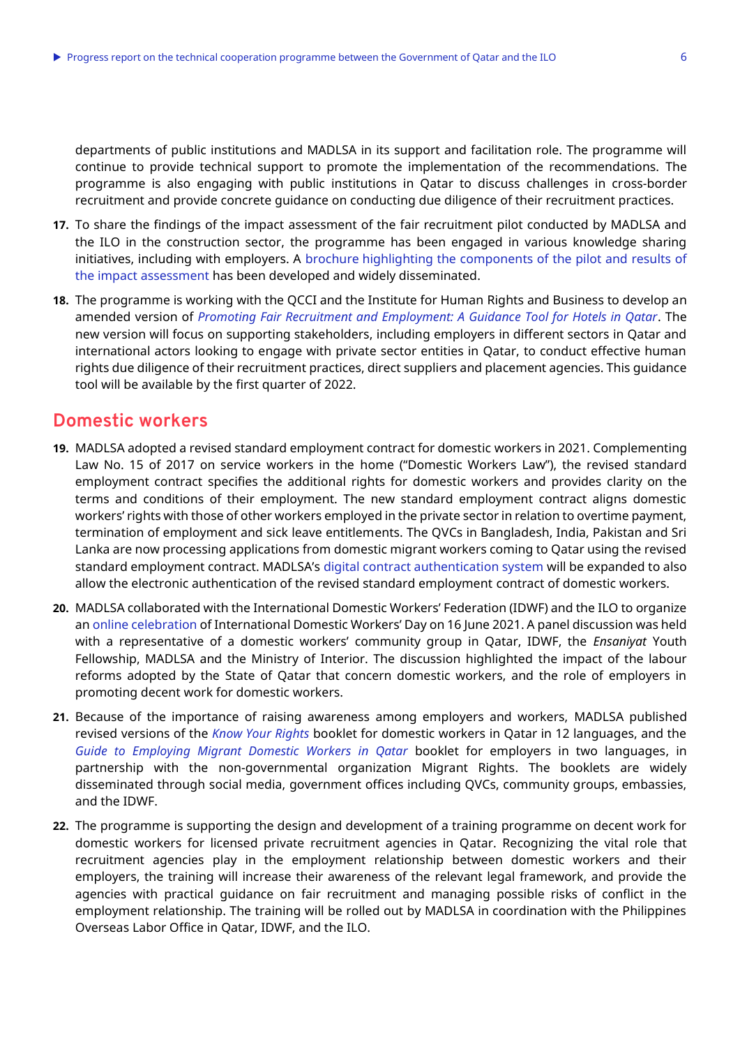departments of public institutions and MADLSA in its support and facilitation role. The programme will continue to provide technical support to promote the implementation of the recommendations. The programme is also engaging with public institutions in Qatar to discuss challenges in cross-border recruitment and provide concrete guidance on conducting due diligence of their recruitment practices.

**17.** To share the findings of the impact assessment of the fair recruitment pilot conducted by MADLSA and the ILO in the construction sector, the programme has been engaged in various knowledge sharing initiatives, including with employers. A brochure highlighting the components of the pilot and results of the impact assessment has been developed and widely disseminated.

**18.** The programme is working with the QCCI and the Institute for Human Rights and Business to develop an amended version of *Promoting Fair Recruitment and Employment: A Guidance Tool for Hotels in Qatar*. The new version will focus on supporting stakeholders, including employers in different sectors in Qatar and international actors looking to engage with private sector entities in Qatar, to conduct effective human rights due diligence of their recruitment practices, direct suppliers and placement agencies. This guidance tool will be available by the first quarter of 2022.

## Domestic workers

**19.** MADLSA adopted a revised standard employment contract for domestic workers in 2021. Complementing Law No. 15 of 2017 on service workers in the home ("Domestic Workers Law"), the revised standard employment contract specifies the additional rights for domestic workers and provides clarity on the terms and conditions of their employment. The new standard employment contract aligns domestic workers' rights with those of other workers employed in the private sector in relation to overtime payment, termination of employment and sick leave entitlements. The QVCs in Bangladesh, India, Pakistan and Sri Lanka are now processing applications from domestic migrant workers coming to Qatar using the revised standard employment contract. MADLSA's digital contract authentication system will be expanded to also allow the electronic authentication of the revised standard employment contract of domestic workers.

**20.** MADLSA collaborated with the International Domestic Workers' Federation (IDWF) and the ILO to organize an online celebration of International Domestic Workers' Day on 16 June 2021. A panel discussion was held with a representative of a domestic workers' community group in Qatar, IDWF, the *Ensaniyat* Youth Fellowship, MADLSA and the Ministry of Interior. The discussion highlighted the impact of the labour reforms adopted by the State of Qatar that concern domestic workers, and the role of employers in promoting decent work for domestic workers.

**21.** Because of the importance of raising awareness among employers and workers, MADLSA published revised versions of the *Know Your Rights* booklet for domestic workers in Qatar in 12 languages, and the *Guide to Employing Migrant Domestic Workers in Qatar* booklet for employers in two languages, in partnership with the non-governmental organization Migrant Rights. The booklets are widely disseminated through social media, government offices including QVCs, community groups, embassies, and the IDWF.

**22.** The programme is supporting the design and development of a training programme on decent work for domestic workers for licensed private recruitment agencies in Qatar. Recognizing the vital role that recruitment agencies play in the employment relationship between domestic workers and their employers, the training will increase their awareness of the relevant legal framework, and provide the agencies with practical guidance on fair recruitment and managing possible risks of conflict in the employment relationship. The training will be rolled out by MADLSA in coordination with the Philippines Overseas Labor Office in Qatar, IDWF, and the ILO.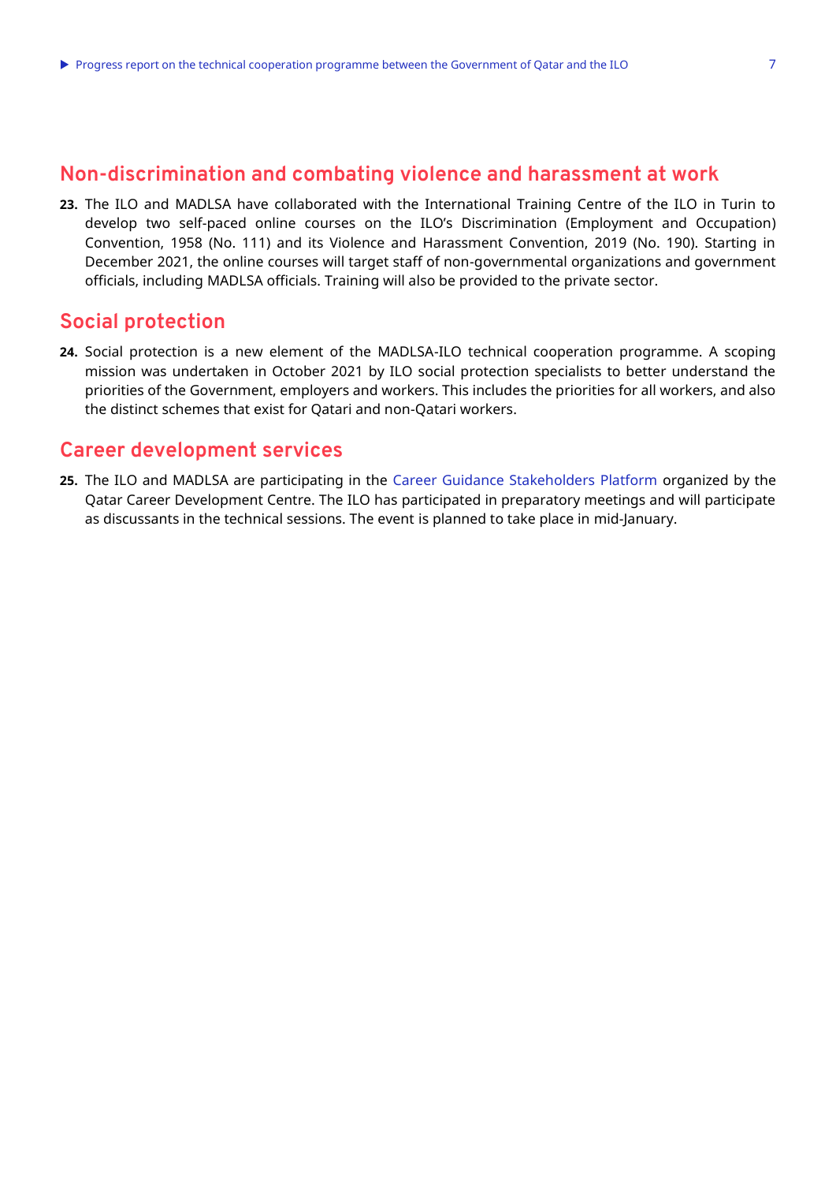## Non-discrimination and combating violence and harassment at work

**23.** The ILO and MADLSA have collaborated with the International Training Centre of the ILO in Turin to develop two self-paced online courses on the ILO's Discrimination (Employment and Occupation) Convention, 1958 (No. 111) and its Violence and Harassment Convention, 2019 (No. 190). Starting in December 2021, the online courses will target staff of non-governmental organizations and government officials, including MADLSA officials. Training will also be provided to the private sector.

## Social protection

**24.** Social protection is a new element of the MADLSA-ILO technical cooperation programme. A scoping mission was undertaken in October 2021 by ILO social protection specialists to better understand the priorities of the Government, employers and workers. This includes the priorities for all workers, and also the distinct schemes that exist for Qatari and non-Qatari workers.

## Career development services

**25.** The ILO and MADLSA are participating in the Career Guidance Stakeholders Platform organized by the Qatar Career Development Centre. The ILO has participated in preparatory meetings and will participate as discussants in the technical sessions. The event is planned to take place in mid-January.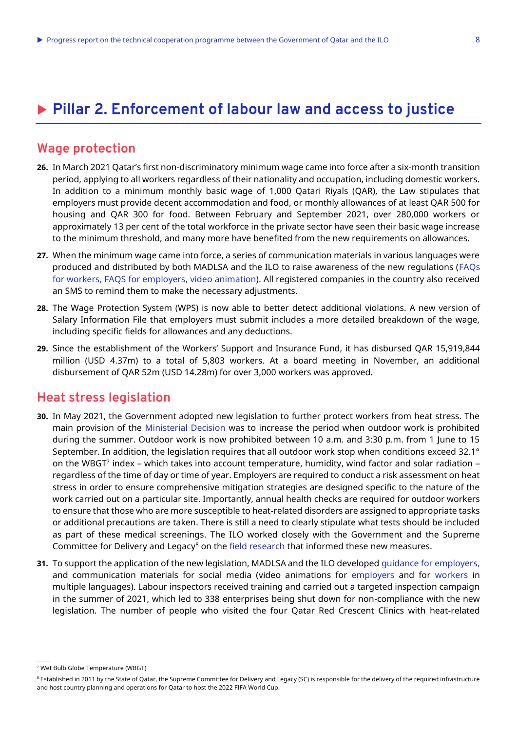# Pillar 2. Enforcement of labour law and access to justice

## Wage protection

**26.** In March 2021 Qatar's first non-discriminatory minimum wage came into force after a six-month transition period, applying to all workers regardless of their nationality and occupation, including domestic workers. In addition to a minimum monthly basic wage of 1,000 Qatari Riyals (QAR), the Law stipulates that employers must provide decent accommodation and food, or monthly allowances of at least QAR 500 for housing and QAR 300 for food. Between February and September 2021, over 280,000 workers or approximately 13 per cent of the total workforce in the private sector have seen their basic wage increase to the minimum threshold, and many more have benefited from the new requirements on allowances.

**27.** When the minimum wage came into force, a series of communication materials in various languages were produced and distributed by both MADLSA and the ILO to raise awareness of the new regulations (FAQs for workers, FAQS for employers, video animation). All registered companies in the country also received an SMS to remind them to make the necessary adjustments.

**28.** The Wage Protection System (WPS) is now able to better detect additional violations. A new version of Salary Information File that employers must submit includes a more detailed breakdown of the wage, including specific fields for allowances and any deductions.

**29.** Since the establishment of the Workers' Support and Insurance Fund, it has disbursed QAR 15,919,844 million (USD 4.37m) to a total of 5,803 workers. At a board meeting in November, an additional disbursement of QAR 52m (USD 14.28m) for over 3,000 workers was approved.

## Heat stress legislation

**30.** In May 2021, the Government adopted new legislation to further protect workers from heat stress. The main provision of the Ministerial Decision was to increase the period when outdoor work is prohibited during the summer. Outdoor work is now prohibited between 10 a.m. and 3:30 p.m. from 1 June to 15 September. In addition, the legislation requires that all outdoor work stop when conditions exceed 32.1° on the WBGT[7] index – which takes into account temperature, humidity, wind factor and solar radiation – regardless of the time of day or time of year. Employers are required to conduct a risk assessment on heat stress in order to ensure comprehensive mitigation strategies are designed specific to the nature of the work carried out on a particular site. Importantly, annual health checks are required for outdoor workers to ensure that those who are more susceptible to heat-related disorders are assigned to appropriate tasks or additional precautions are taken. There is still a need to clearly stipulate what tests should be included as part of these medical screenings. The ILO worked closely with the Government and the Supreme Committee for Delivery and Legacy[8] on the field research that informed these new measures.

**31.** To support the application of the new legislation, MADLSA and the ILO developed guidance for employers, and communication materials for social media (video animations for employers and for workers in multiple languages). Labour inspectors received training and carried out a targeted inspection campaign in the summer of 2021, which led to 338 enterprises being shut down for non-compliance with the new legislation. The number of people who visited the four Qatar Red Crescent Clinics with heat-related

---

[7] Wet Bulb Globe Temperature (WBGT)

[8] Established in 2011 by the State of Qatar, the Supreme Committee for Delivery and Legacy (SC) is responsible for the delivery of the required infrastructure and host country planning and operations for Qatar to host the 2022 FIFA World Cup.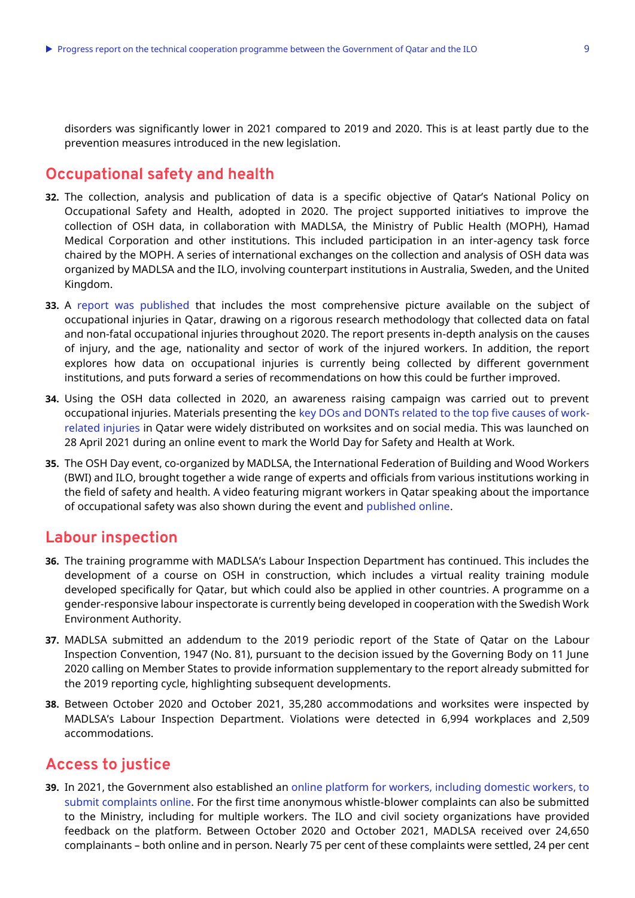disorders was significantly lower in 2021 compared to 2019 and 2020. This is at least partly due to the prevention measures introduced in the new legislation.

## Occupational safety and health

**32.** The collection, analysis and publication of data is a specific objective of Qatar's National Policy on Occupational Safety and Health, adopted in 2020. The project supported initiatives to improve the collection of OSH data, in collaboration with MADLSA, the Ministry of Public Health (MOPH), Hamad Medical Corporation and other institutions. This included participation in an inter-agency task force chaired by the MOPH. A series of international exchanges on the collection and analysis of OSH data was organized by MADLSA and the ILO, involving counterpart institutions in Australia, Sweden, and the United Kingdom.

**33.** A report was published that includes the most comprehensive picture available on the subject of occupational injuries in Qatar, drawing on a rigorous research methodology that collected data on fatal and non-fatal occupational injuries throughout 2020. The report presents in-depth analysis on the causes of injury, and the age, nationality and sector of work of the injured workers. In addition, the report explores how data on occupational injuries is currently being collected by different government institutions, and puts forward a series of recommendations on how this could be further improved.

**34.** Using the OSH data collected in 2020, an awareness raising campaign was carried out to prevent occupational injuries. Materials presenting the key DOs and DONTs related to the top five causes of work-related injuries in Qatar were widely distributed on worksites and on social media. This was launched on 28 April 2021 during an online event to mark the World Day for Safety and Health at Work.

**35.** The OSH Day event, co-organized by MADLSA, the International Federation of Building and Wood Workers (BWI) and ILO, brought together a wide range of experts and officials from various institutions working in the field of safety and health. A video featuring migrant workers in Qatar speaking about the importance of occupational safety was also shown during the event and published online.

## Labour inspection

**36.** The training programme with MADLSA's Labour Inspection Department has continued. This includes the development of a course on OSH in construction, which includes a virtual reality training module developed specifically for Qatar, but which could also be applied in other countries. A programme on a gender-responsive labour inspectorate is currently being developed in cooperation with the Swedish Work Environment Authority.

**37.** MADLSA submitted an addendum to the 2019 periodic report of the State of Qatar on the Labour Inspection Convention, 1947 (No. 81), pursuant to the decision issued by the Governing Body on 11 June 2020 calling on Member States to provide information supplementary to the report already submitted for the 2019 reporting cycle, highlighting subsequent developments.

**38.** Between October 2020 and October 2021, 35,280 accommodations and worksites were inspected by MADLSA's Labour Inspection Department. Violations were detected in 6,994 workplaces and 2,509 accommodations.

## Access to justice

**39.** In 2021, the Government also established an online platform for workers, including domestic workers, to submit complaints online. For the first time anonymous whistle-blower complaints can also be submitted to the Ministry, including for multiple workers. The ILO and civil society organizations have provided feedback on the platform. Between October 2020 and October 2021, MADLSA received over 24,650 complainants – both online and in person. Nearly 75 per cent of these complaints were settled, 24 per cent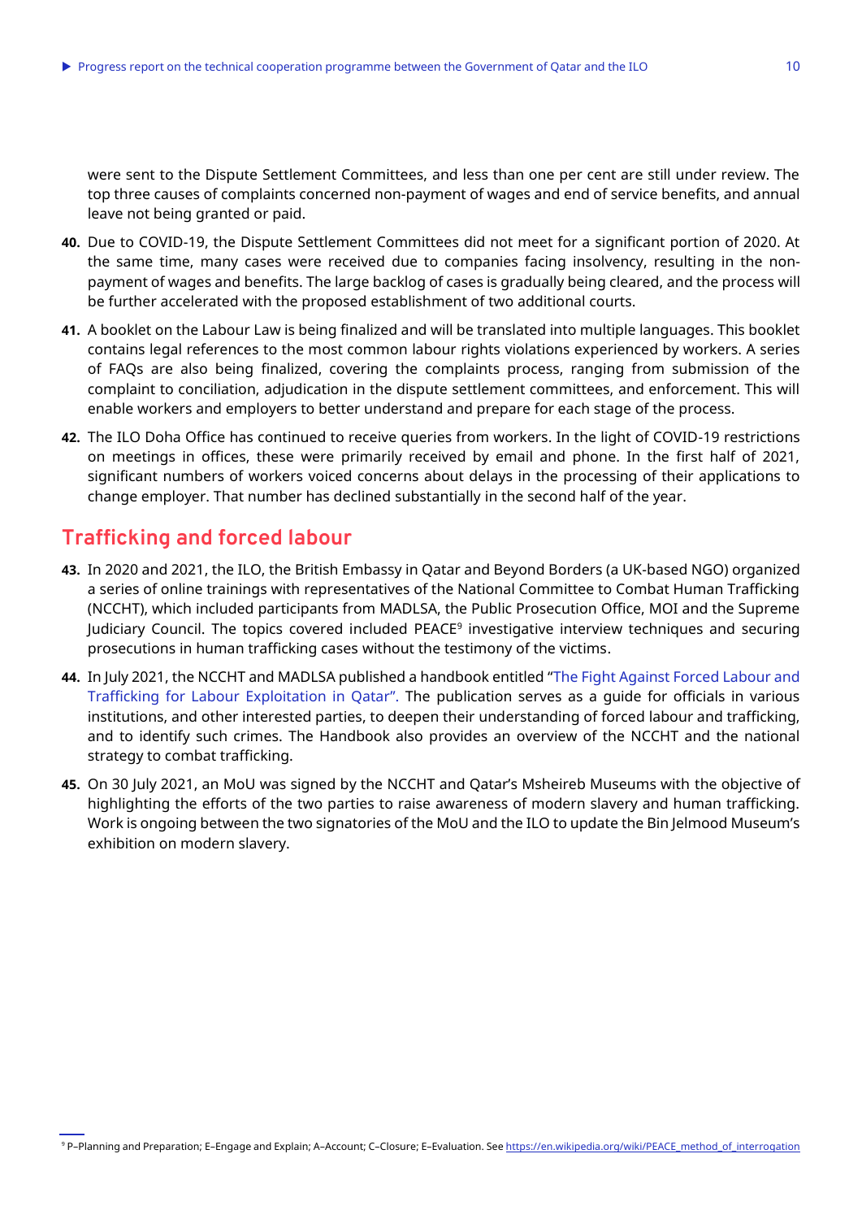were sent to the Dispute Settlement Committees, and less than one per cent are still under review. The top three causes of complaints concerned non-payment of wages and end of service benefits, and annual leave not being granted or paid.

**40.** Due to COVID-19, the Dispute Settlement Committees did not meet for a significant portion of 2020. At the same time, many cases were received due to companies facing insolvency, resulting in the non-payment of wages and benefits. The large backlog of cases is gradually being cleared, and the process will be further accelerated with the proposed establishment of two additional courts.

**41.** A booklet on the Labour Law is being finalized and will be translated into multiple languages. This booklet contains legal references to the most common labour rights violations experienced by workers. A series of FAQs are also being finalized, covering the complaints process, ranging from submission of the complaint to conciliation, adjudication in the dispute settlement committees, and enforcement. This will enable workers and employers to better understand and prepare for each stage of the process.

**42.** The ILO Doha Office has continued to receive queries from workers. In the light of COVID-19 restrictions on meetings in offices, these were primarily received by email and phone. In the first half of 2021, significant numbers of workers voiced concerns about delays in the processing of their applications to change employer. That number has declined substantially in the second half of the year.

## Trafficking and forced labour

**43.** In 2020 and 2021, the ILO, the British Embassy in Qatar and Beyond Borders (a UK-based NGO) organized a series of online trainings with representatives of the National Committee to Combat Human Trafficking (NCCHT), which included participants from MADLSA, the Public Prosecution Office, MOI and the Supreme Judiciary Council. The topics covered included PEACE[9] investigative interview techniques and securing prosecutions in human trafficking cases without the testimony of the victims.

**44.** In July 2021, the NCCHT and MADLSA published a handbook entitled "The Fight Against Forced Labour and Trafficking for Labour Exploitation in Qatar". The publication serves as a guide for officials in various institutions, and other interested parties, to deepen their understanding of forced labour and trafficking, and to identify such crimes. The Handbook also provides an overview of the NCCHT and the national strategy to combat trafficking.

**45.** On 30 July 2021, an MoU was signed by the NCCHT and Qatar's Msheireb Museums with the objective of highlighting the efforts of the two parties to raise awareness of modern slavery and human trafficking. Work is ongoing between the two signatories of the MoU and the ILO to update the Bin Jelmood Museum's exhibition on modern slavery.

---

[9] P–Planning and Preparation; E–Engage and Explain; A–Account; C–Closure; E–Evaluation. See https://en.wikipedia.org/wiki/PEACE_method_of_interrogation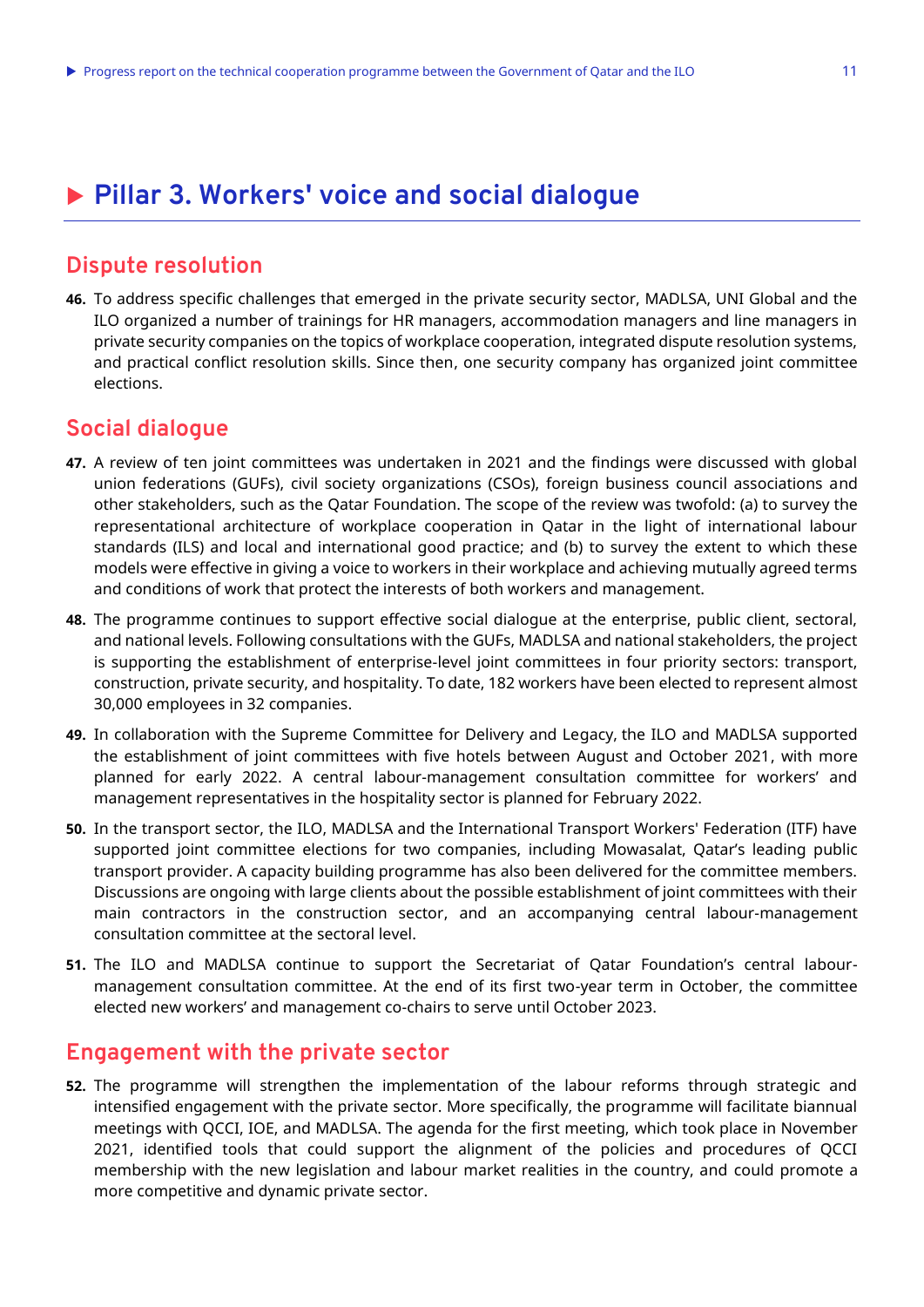# Pillar 3. Workers' voice and social dialogue

## Dispute resolution

**46.** To address specific challenges that emerged in the private security sector, MADLSA, UNI Global and the ILO organized a number of trainings for HR managers, accommodation managers and line managers in private security companies on the topics of workplace cooperation, integrated dispute resolution systems, and practical conflict resolution skills. Since then, one security company has organized joint committee elections.

## Social dialogue

**47.** A review of ten joint committees was undertaken in 2021 and the findings were discussed with global union federations (GUFs), civil society organizations (CSOs), foreign business council associations and other stakeholders, such as the Qatar Foundation. The scope of the review was twofold: (a) to survey the representational architecture of workplace cooperation in Qatar in the light of international labour standards (ILS) and local and international good practice; and (b) to survey the extent to which these models were effective in giving a voice to workers in their workplace and achieving mutually agreed terms and conditions of work that protect the interests of both workers and management.

**48.** The programme continues to support effective social dialogue at the enterprise, public client, sectoral, and national levels. Following consultations with the GUFs, MADLSA and national stakeholders, the project is supporting the establishment of enterprise-level joint committees in four priority sectors: transport, construction, private security, and hospitality. To date, 182 workers have been elected to represent almost 30,000 employees in 32 companies.

**49.** In collaboration with the Supreme Committee for Delivery and Legacy, the ILO and MADLSA supported the establishment of joint committees with five hotels between August and October 2021, with more planned for early 2022. A central labour-management consultation committee for workers' and management representatives in the hospitality sector is planned for February 2022.

**50.** In the transport sector, the ILO, MADLSA and the International Transport Workers' Federation (ITF) have supported joint committee elections for two companies, including Mowasalat, Qatar's leading public transport provider. A capacity building programme has also been delivered for the committee members. Discussions are ongoing with large clients about the possible establishment of joint committees with their main contractors in the construction sector, and an accompanying central labour-management consultation committee at the sectoral level.

**51.** The ILO and MADLSA continue to support the Secretariat of Qatar Foundation's central labour-management consultation committee. At the end of its first two-year term in October, the committee elected new workers' and management co-chairs to serve until October 2023.

## Engagement with the private sector

**52.** The programme will strengthen the implementation of the labour reforms through strategic and intensified engagement with the private sector. More specifically, the programme will facilitate biannual meetings with QCCI, IOE, and MADLSA. The agenda for the first meeting, which took place in November 2021, identified tools that could support the alignment of the policies and procedures of QCCI membership with the new legislation and labour market realities in the country, and could promote a more competitive and dynamic private sector.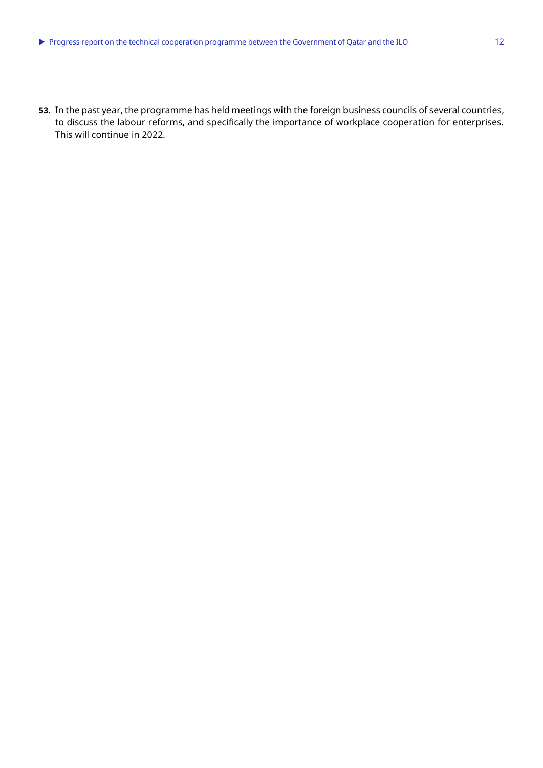**53.** In the past year, the programme has held meetings with the foreign business councils of several countries, to discuss the labour reforms, and specifically the importance of workplace cooperation for enterprises. This will continue in 2022.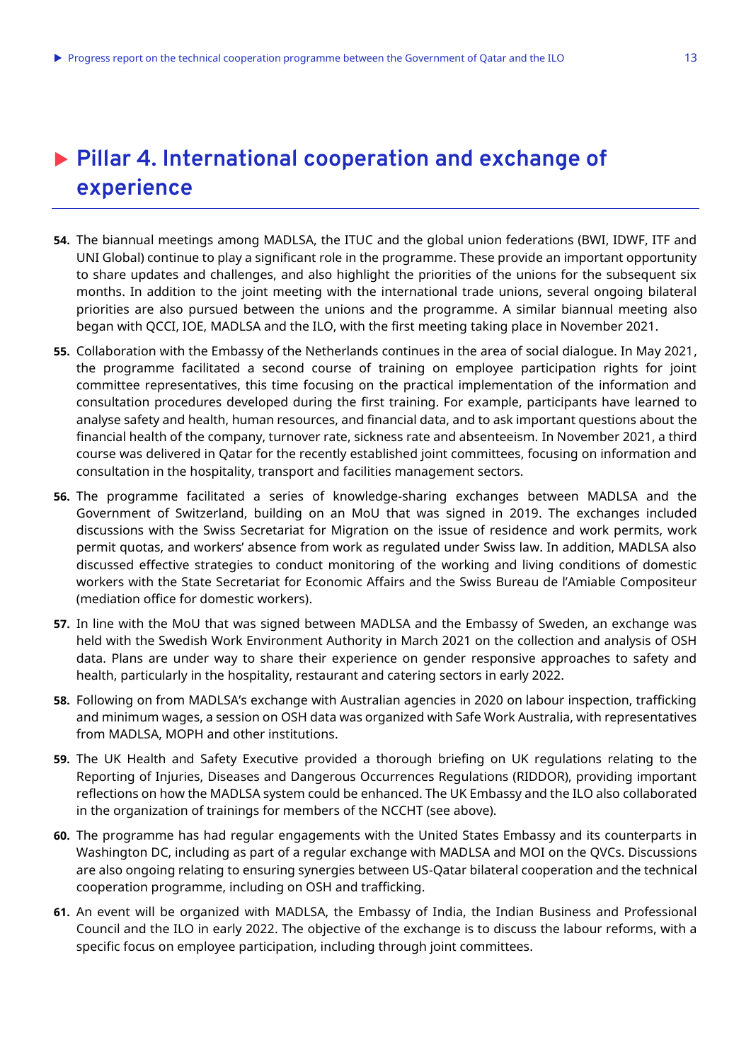# Pillar 4. International cooperation and exchange of experience

**54.** The biannual meetings among MADLSA, the ITUC and the global union federations (BWI, IDWF, ITF and UNI Global) continue to play a significant role in the programme. These provide an important opportunity to share updates and challenges, and also highlight the priorities of the unions for the subsequent six months. In addition to the joint meeting with the international trade unions, several ongoing bilateral priorities are also pursued between the unions and the programme. A similar biannual meeting also began with QCCI, IOE, MADLSA and the ILO, with the first meeting taking place in November 2021.

**55.** Collaboration with the Embassy of the Netherlands continues in the area of social dialogue. In May 2021, the programme facilitated a second course of training on employee participation rights for joint committee representatives, this time focusing on the practical implementation of the information and consultation procedures developed during the first training. For example, participants have learned to analyse safety and health, human resources, and financial data, and to ask important questions about the financial health of the company, turnover rate, sickness rate and absenteeism. In November 2021, a third course was delivered in Qatar for the recently established joint committees, focusing on information and consultation in the hospitality, transport and facilities management sectors.

**56.** The programme facilitated a series of knowledge-sharing exchanges between MADLSA and the Government of Switzerland, building on an MoU that was signed in 2019. The exchanges included discussions with the Swiss Secretariat for Migration on the issue of residence and work permits, work permit quotas, and workers' absence from work as regulated under Swiss law. In addition, MADLSA also discussed effective strategies to conduct monitoring of the working and living conditions of domestic workers with the State Secretariat for Economic Affairs and the Swiss Bureau de l'Amiable Compositeur (mediation office for domestic workers).

**57.** In line with the MoU that was signed between MADLSA and the Embassy of Sweden, an exchange was held with the Swedish Work Environment Authority in March 2021 on the collection and analysis of OSH data. Plans are under way to share their experience on gender responsive approaches to safety and health, particularly in the hospitality, restaurant and catering sectors in early 2022.

**58.** Following on from MADLSA's exchange with Australian agencies in 2020 on labour inspection, trafficking and minimum wages, a session on OSH data was organized with Safe Work Australia, with representatives from MADLSA, MOPH and other institutions.

**59.** The UK Health and Safety Executive provided a thorough briefing on UK regulations relating to the Reporting of Injuries, Diseases and Dangerous Occurrences Regulations (RIDDOR), providing important reflections on how the MADLSA system could be enhanced. The UK Embassy and the ILO also collaborated in the organization of trainings for members of the NCCHT (see above).

**60.** The programme has had regular engagements with the United States Embassy and its counterparts in Washington DC, including as part of a regular exchange with MADLSA and MOI on the QVCs. Discussions are also ongoing relating to ensuring synergies between US-Qatar bilateral cooperation and the technical cooperation programme, including on OSH and trafficking.

**61.** An event will be organized with MADLSA, the Embassy of India, the Indian Business and Professional Council and the ILO in early 2022. The objective of the exchange is to discuss the labour reforms, with a specific focus on employee participation, including through joint committees.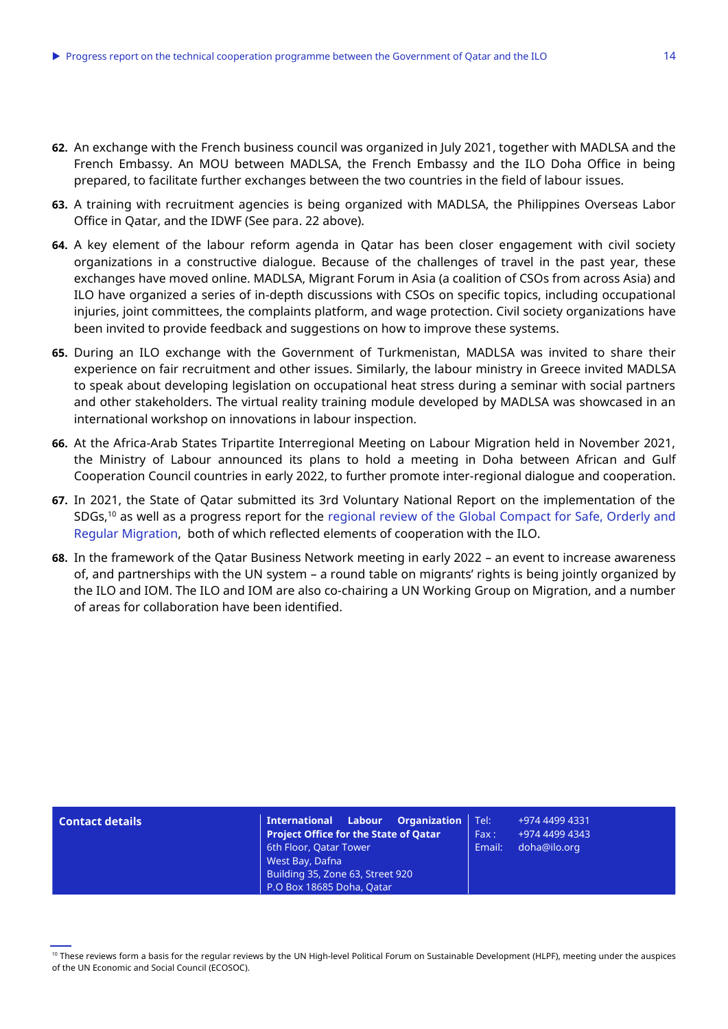**62.** An exchange with the French business council was organized in July 2021, together with MADLSA and the French Embassy. An MOU between MADLSA, the French Embassy and the ILO Doha Office in being prepared, to facilitate further exchanges between the two countries in the field of labour issues.

**63.** A training with recruitment agencies is being organized with MADLSA, the Philippines Overseas Labor Office in Qatar, and the IDWF (See para. 22 above).

**64.** A key element of the labour reform agenda in Qatar has been closer engagement with civil society organizations in a constructive dialogue. Because of the challenges of travel in the past year, these exchanges have moved online. MADLSA, Migrant Forum in Asia (a coalition of CSOs from across Asia) and ILO have organized a series of in-depth discussions with CSOs on specific topics, including occupational injuries, joint committees, the complaints platform, and wage protection. Civil society organizations have been invited to provide feedback and suggestions on how to improve these systems.

**65.** During an ILO exchange with the Government of Turkmenistan, MADLSA was invited to share their experience on fair recruitment and other issues. Similarly, the labour ministry in Greece invited MADLSA to speak about developing legislation on occupational heat stress during a seminar with social partners and other stakeholders. The virtual reality training module developed by MADLSA was showcased in an international workshop on innovations in labour inspection.

**66.** At the Africa-Arab States Tripartite Interregional Meeting on Labour Migration held in November 2021, the Ministry of Labour announced its plans to hold a meeting in Doha between African and Gulf Cooperation Council countries in early 2022, to further promote inter-regional dialogue and cooperation.

**67.** In 2021, the State of Qatar submitted its 3rd Voluntary National Report on the implementation of the SDGs,[10] as well as a progress report for the regional review of the Global Compact for Safe, Orderly and Regular Migration, both of which reflected elements of cooperation with the ILO.

**68.** In the framework of the Qatar Business Network meeting in early 2022 – an event to increase awareness of, and partnerships with the UN system – a round table on migrants' rights is being jointly organized by the ILO and IOM. The ILO and IOM are also co-chairing a UN Working Group on Migration, and a number of areas for collaboration have been identified.

| | | |
|---|---|---|
| **Contact details** | **International Labour Organization Project Office for the State of Qatar**<br>6th Floor, Qatar Tower<br>West Bay, Dafna<br>Building 35, Zone 63, Street 920<br>P.O Box 18685 Doha, Qatar | Tel: +974 4499 4331<br>Fax : +974 4499 4343<br>Email: doha@ilo.org |

[10] These reviews form a basis for the regular reviews by the UN High-level Political Forum on Sustainable Development (HLPF), meeting under the auspices of the UN Economic and Social Council (ECOSOC).